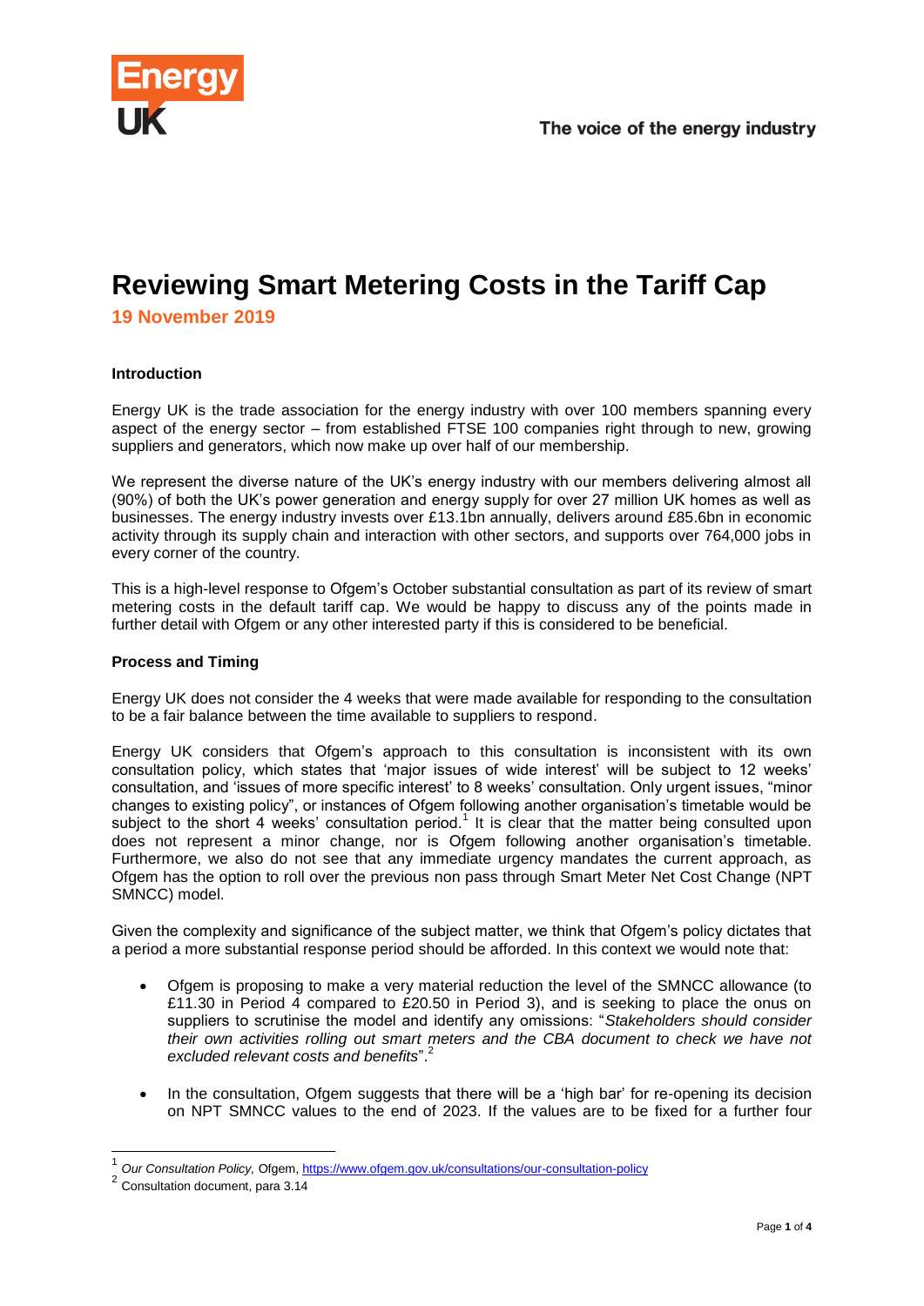# Reviewing Smart Metering Costs in the Tariff Cap

**19 November 2019**

**Introduction**

Energy UK is the trade association for the energy industry with over 100 members spanning every aspect of the energy sector – from established FTSE 100 companies right through to new, growing suppliers and generators, which now make up over half of our membership.

We represent the diverse nature of the UK's energy industry with our members delivering almost all (90%) of both the UK's power generation and energy supply for over 27 million UK homes as well as businesses. The energy industry invests over £13.1bn annually, delivers around £85.6bn in economic activity through its supply chain and interaction with other sectors, and supports over 764,000 jobs in every corner of the country.

This is a high-level response to Ofgem's October substantial consultation as part of its review of smart metering costs in the default tariff cap. We would be happy to discuss any of the points made in further detail with Ofgem or any other interested party if this is considered to be beneficial.

**Process and Timing**

Energy UK does not consider the 4 weeks that were made available for responding to the consultation to be a fair balance between the time available to suppliers to respond.

Energy UK considers that Ofgem's approach to this consultation is inconsistent with its own consultation policy, which states that 'major issues of wide interest' will be subject to 12 weeks' consultation, and 'issues of more specific interest' to 8 weeks' consultation. Only urgent issues, "minor changes to existing policy", or instances of Ofgem following another organisation's timetable would be subject to the short 4 weeks' consultation period.[1] It is clear that the matter being consulted upon does not represent a minor change, nor is Ofgem following another organisation's timetable. Furthermore, we also do not see that any immediate urgency mandates the current approach, as Ofgem has the option to roll over the previous non pass through Smart Meter Net Cost Change (NPT SMNCC) model.

Given the complexity and significance of the subject matter, we think that Ofgem's policy dictates that a period a more substantial response period should be afforded. In this context we would note that:

- Ofgem is proposing to make a very material reduction the level of the SMNCC allowance (to £11.30 in Period 4 compared to £20.50 in Period 3), and is seeking to place the onus on suppliers to scrutinise the model and identify any omissions: "*Stakeholders should consider their own activities rolling out smart meters and the CBA document to check we have not excluded relevant costs and benefits*".[2]
- In the consultation, Ofgem suggests that there will be a 'high bar' for re-opening its decision on NPT SMNCC values to the end of 2023. If the values are to be fixed for a further four

[1] *Our Consultation Policy,* Ofgem, https://www.ofgem.gov.uk/consultations/our-consultation-policy

[2] Consultation document, para 3.14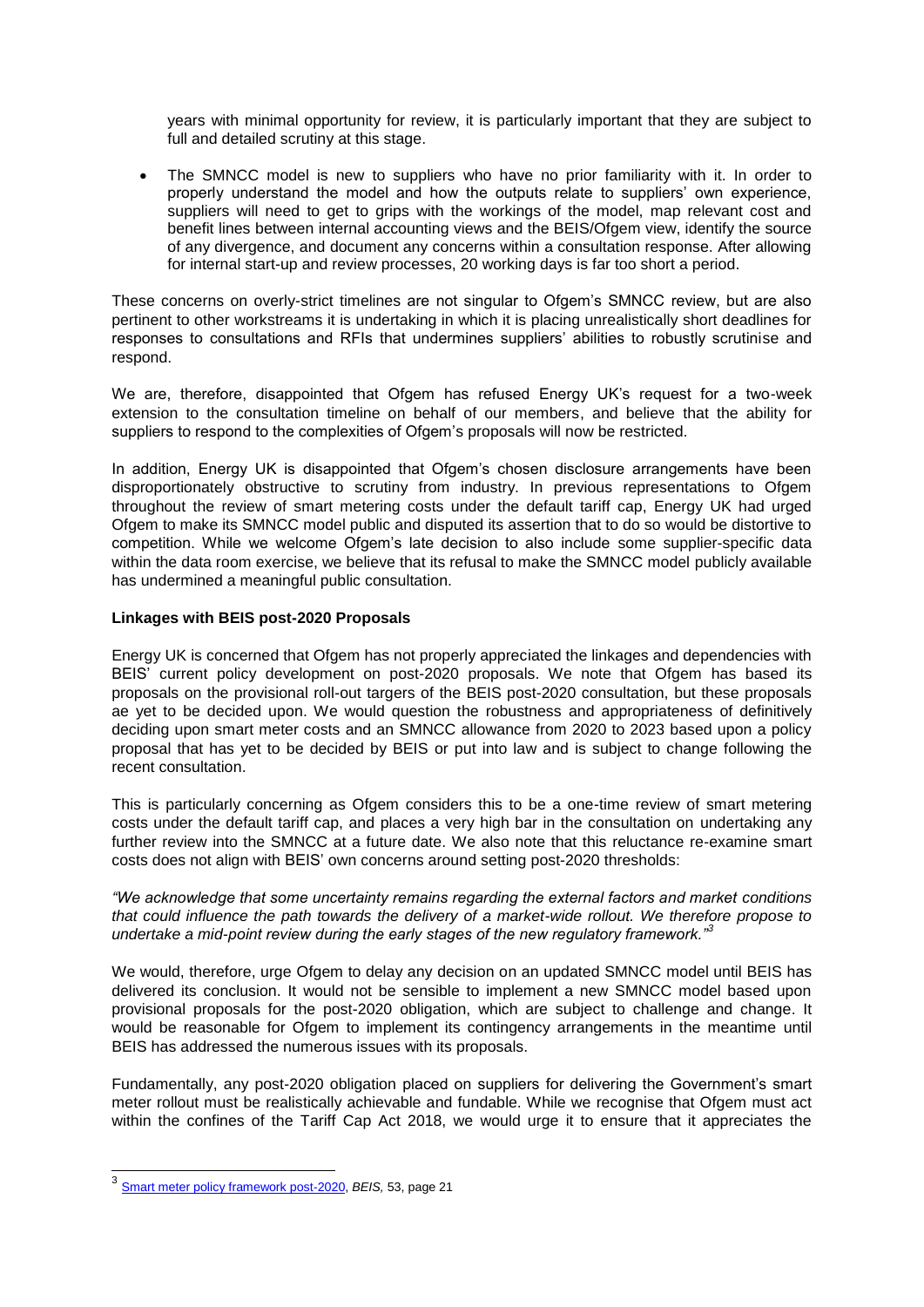years with minimal opportunity for review, it is particularly important that they are subject to full and detailed scrutiny at this stage.

- The SMNCC model is new to suppliers who have no prior familiarity with it. In order to properly understand the model and how the outputs relate to suppliers' own experience, suppliers will need to get to grips with the workings of the model, map relevant cost and benefit lines between internal accounting views and the BEIS/Ofgem view, identify the source of any divergence, and document any concerns within a consultation response. After allowing for internal start-up and review processes, 20 working days is far too short a period.

These concerns on overly-strict timelines are not singular to Ofgem's SMNCC review, but are also pertinent to other workstreams it is undertaking in which it is placing unrealistically short deadlines for responses to consultations and RFIs that undermines suppliers' abilities to robustly scrutinise and respond.

We are, therefore, disappointed that Ofgem has refused Energy UK's request for a two-week extension to the consultation timeline on behalf of our members, and believe that the ability for suppliers to respond to the complexities of Ofgem's proposals will now be restricted.

In addition, Energy UK is disappointed that Ofgem's chosen disclosure arrangements have been disproportionately obstructive to scrutiny from industry. In previous representations to Ofgem throughout the review of smart metering costs under the default tariff cap, Energy UK had urged Ofgem to make its SMNCC model public and disputed its assertion that to do so would be distortive to competition. While we welcome Ofgem's late decision to also include some supplier-specific data within the data room exercise, we believe that its refusal to make the SMNCC model publicly available has undermined a meaningful public consultation.

**Linkages with BEIS post-2020 Proposals**

Energy UK is concerned that Ofgem has not properly appreciated the linkages and dependencies with BEIS' current policy development on post-2020 proposals. We note that Ofgem has based its proposals on the provisional roll-out targers of the BEIS post-2020 consultation, but these proposals ae yet to be decided upon. We would question the robustness and appropriateness of definitively deciding upon smart meter costs and an SMNCC allowance from 2020 to 2023 based upon a policy proposal that has yet to be decided by BEIS or put into law and is subject to change following the recent consultation.

This is particularly concerning as Ofgem considers this to be a one-time review of smart metering costs under the default tariff cap, and places a very high bar in the consultation on undertaking any further review into the SMNCC at a future date. We also note that this reluctance re-examine smart costs does not align with BEIS' own concerns around setting post-2020 thresholds:

*"We acknowledge that some uncertainty remains regarding the external factors and market conditions that could influence the path towards the delivery of a market-wide rollout. We therefore propose to undertake a mid-point review during the early stages of the new regulatory framework."*[3]

We would, therefore, urge Ofgem to delay any decision on an updated SMNCC model until BEIS has delivered its conclusion. It would not be sensible to implement a new SMNCC model based upon provisional proposals for the post-2020 obligation, which are subject to challenge and change. It would be reasonable for Ofgem to implement its contingency arrangements in the meantime until BEIS has addressed the numerous issues with its proposals.

Fundamentally, any post-2020 obligation placed on suppliers for delivering the Government's smart meter rollout must be realistically achievable and fundable. While we recognise that Ofgem must act within the confines of the Tariff Cap Act 2018, we would urge it to ensure that it appreciates the

---

[3] Smart meter policy framework post-2020, *BEIS,* 53, page 21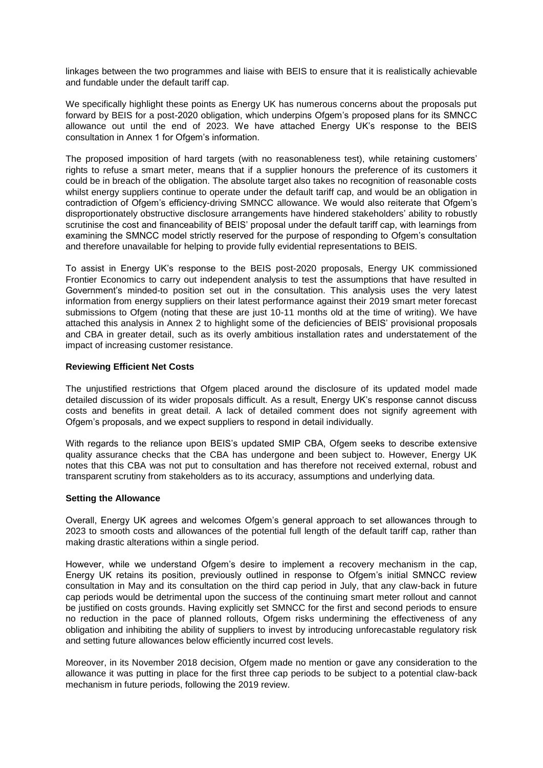linkages between the two programmes and liaise with BEIS to ensure that it is realistically achievable and fundable under the default tariff cap.

We specifically highlight these points as Energy UK has numerous concerns about the proposals put forward by BEIS for a post-2020 obligation, which underpins Ofgem's proposed plans for its SMNCC allowance out until the end of 2023. We have attached Energy UK's response to the BEIS consultation in Annex 1 for Ofgem's information.

The proposed imposition of hard targets (with no reasonableness test), while retaining customers' rights to refuse a smart meter, means that if a supplier honours the preference of its customers it could be in breach of the obligation. The absolute target also takes no recognition of reasonable costs whilst energy suppliers continue to operate under the default tariff cap, and would be an obligation in contradiction of Ofgem's efficiency-driving SMNCC allowance. We would also reiterate that Ofgem's disproportionately obstructive disclosure arrangements have hindered stakeholders' ability to robustly scrutinise the cost and financeability of BEIS' proposal under the default tariff cap, with learnings from examining the SMNCC model strictly reserved for the purpose of responding to Ofgem's consultation and therefore unavailable for helping to provide fully evidential representations to BEIS.

To assist in Energy UK's response to the BEIS post-2020 proposals, Energy UK commissioned Frontier Economics to carry out independent analysis to test the assumptions that have resulted in Government's minded-to position set out in the consultation. This analysis uses the very latest information from energy suppliers on their latest performance against their 2019 smart meter forecast submissions to Ofgem (noting that these are just 10-11 months old at the time of writing). We have attached this analysis in Annex 2 to highlight some of the deficiencies of BEIS' provisional proposals and CBA in greater detail, such as its overly ambitious installation rates and understatement of the impact of increasing customer resistance.

**Reviewing Efficient Net Costs**

The unjustified restrictions that Ofgem placed around the disclosure of its updated model made detailed discussion of its wider proposals difficult. As a result, Energy UK's response cannot discuss costs and benefits in great detail. A lack of detailed comment does not signify agreement with Ofgem's proposals, and we expect suppliers to respond in detail individually.

With regards to the reliance upon BEIS's updated SMIP CBA, Ofgem seeks to describe extensive quality assurance checks that the CBA has undergone and been subject to. However, Energy UK notes that this CBA was not put to consultation and has therefore not received external, robust and transparent scrutiny from stakeholders as to its accuracy, assumptions and underlying data.

**Setting the Allowance**

Overall, Energy UK agrees and welcomes Ofgem's general approach to set allowances through to 2023 to smooth costs and allowances of the potential full length of the default tariff cap, rather than making drastic alterations within a single period.

However, while we understand Ofgem's desire to implement a recovery mechanism in the cap, Energy UK retains its position, previously outlined in response to Ofgem's initial SMNCC review consultation in May and its consultation on the third cap period in July, that any claw-back in future cap periods would be detrimental upon the success of the continuing smart meter rollout and cannot be justified on costs grounds. Having explicitly set SMNCC for the first and second periods to ensure no reduction in the pace of planned rollouts, Ofgem risks undermining the effectiveness of any obligation and inhibiting the ability of suppliers to invest by introducing unforecastable regulatory risk and setting future allowances below efficiently incurred cost levels.

Moreover, in its November 2018 decision, Ofgem made no mention or gave any consideration to the allowance it was putting in place for the first three cap periods to be subject to a potential claw-back mechanism in future periods, following the 2019 review.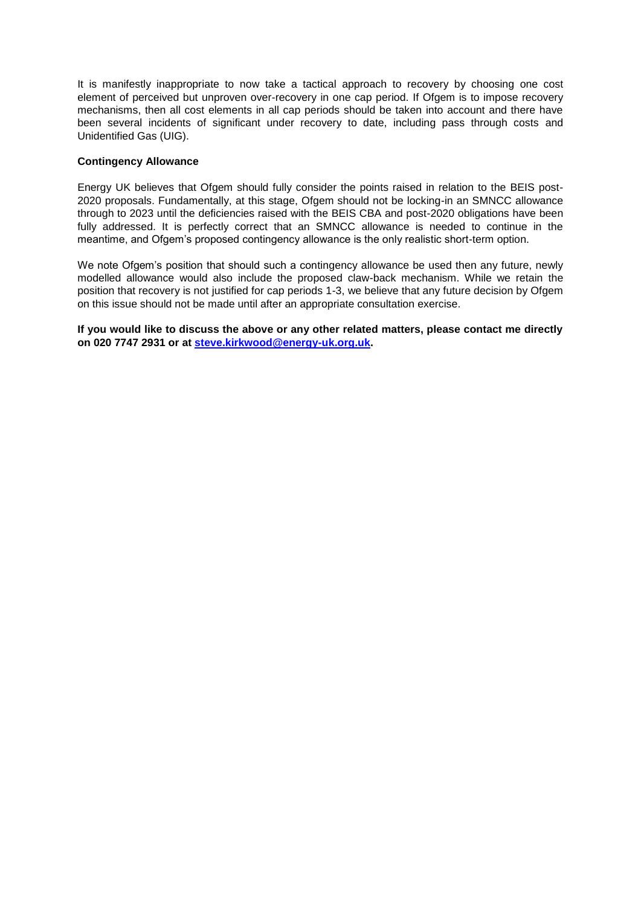It is manifestly inappropriate to now take a tactical approach to recovery by choosing one cost element of perceived but unproven over-recovery in one cap period. If Ofgem is to impose recovery mechanisms, then all cost elements in all cap periods should be taken into account and there have been several incidents of significant under recovery to date, including pass through costs and Unidentified Gas (UIG).

**Contingency Allowance**

Energy UK believes that Ofgem should fully consider the points raised in relation to the BEIS post-2020 proposals. Fundamentally, at this stage, Ofgem should not be locking-in an SMNCC allowance through to 2023 until the deficiencies raised with the BEIS CBA and post-2020 obligations have been fully addressed. It is perfectly correct that an SMNCC allowance is needed to continue in the meantime, and Ofgem's proposed contingency allowance is the only realistic short-term option.

We note Ofgem's position that should such a contingency allowance be used then any future, newly modelled allowance would also include the proposed claw-back mechanism. While we retain the position that recovery is not justified for cap periods 1-3, we believe that any future decision by Ofgem on this issue should not be made until after an appropriate consultation exercise.

**If you would like to discuss the above or any other related matters, please contact me directly on 020 7747 2931 or at [steve.kirkwood@energy-uk.org.uk](mailto:steve.kirkwood@energy-uk.org.uk).**